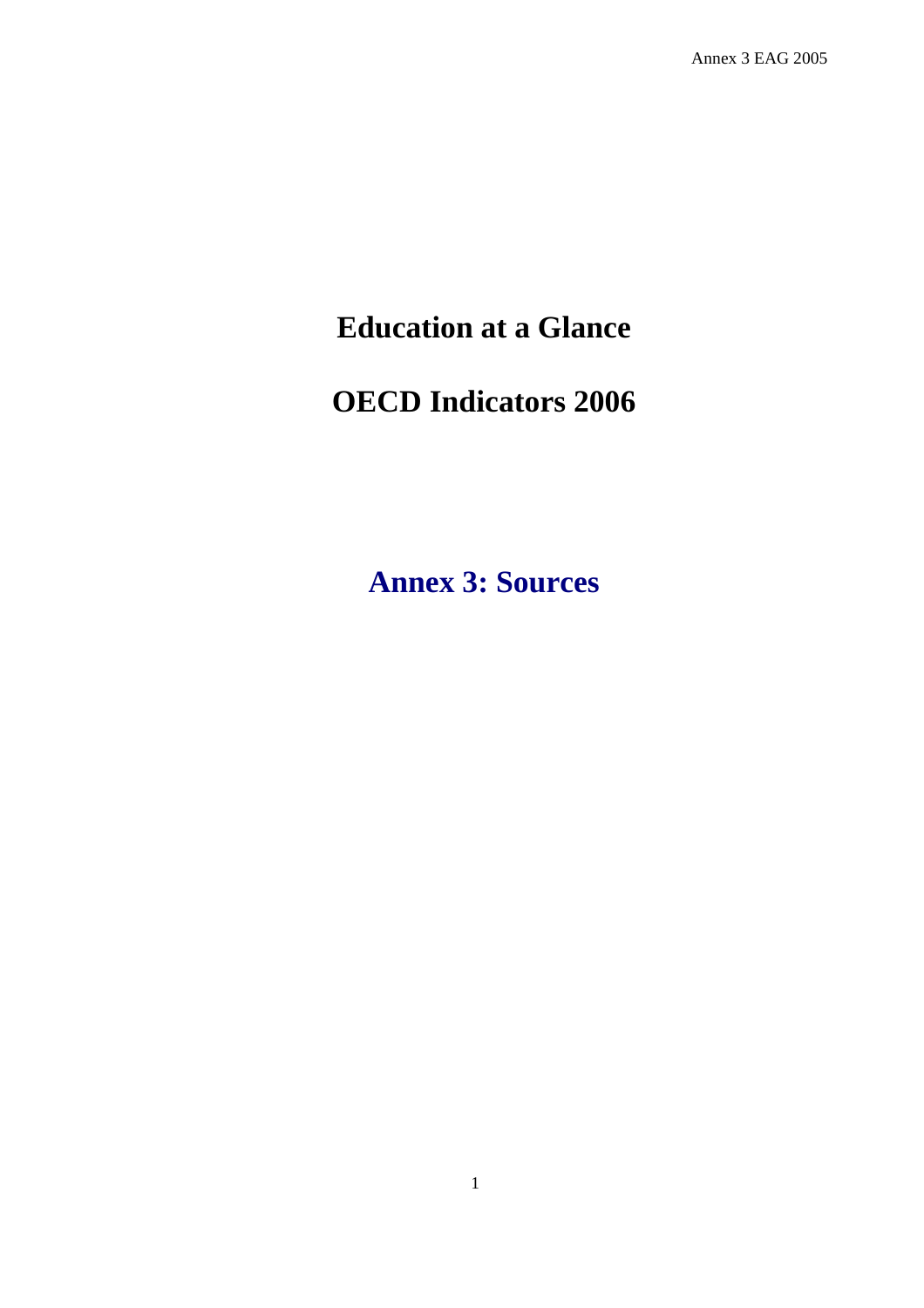# Education at a Glance

# OECD Indicators 2006

## Annex 3: Sources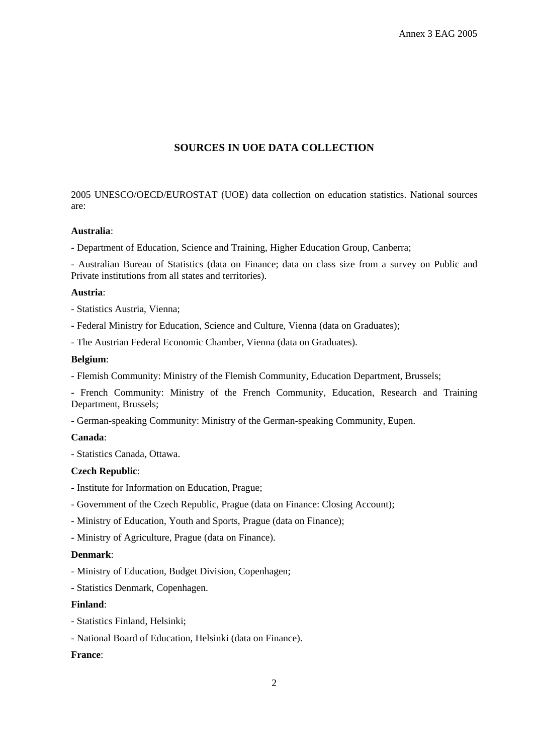## SOURCES IN UOE DATA COLLECTION

2005 UNESCO/OECD/EUROSTAT (UOE) data collection on education statistics. National sources are:

**Australia**:

- Department of Education, Science and Training, Higher Education Group, Canberra;

- Australian Bureau of Statistics (data on Finance; data on class size from a survey on Public and Private institutions from all states and territories).

**Austria**:

- Statistics Austria, Vienna;

- Federal Ministry for Education, Science and Culture, Vienna (data on Graduates);

- The Austrian Federal Economic Chamber, Vienna (data on Graduates).

**Belgium**:

- Flemish Community: Ministry of the Flemish Community, Education Department, Brussels;

- French Community: Ministry of the French Community, Education, Research and Training Department, Brussels;

- German-speaking Community: Ministry of the German-speaking Community, Eupen.

**Canada**:

- Statistics Canada, Ottawa.

**Czech Republic**:

- Institute for Information on Education, Prague;

- Government of the Czech Republic, Prague (data on Finance: Closing Account);

- Ministry of Education, Youth and Sports, Prague (data on Finance);

- Ministry of Agriculture, Prague (data on Finance).

**Denmark**:

- Ministry of Education, Budget Division, Copenhagen;

- Statistics Denmark, Copenhagen.

**Finland**:

- Statistics Finland, Helsinki;

- National Board of Education, Helsinki (data on Finance).

**France**: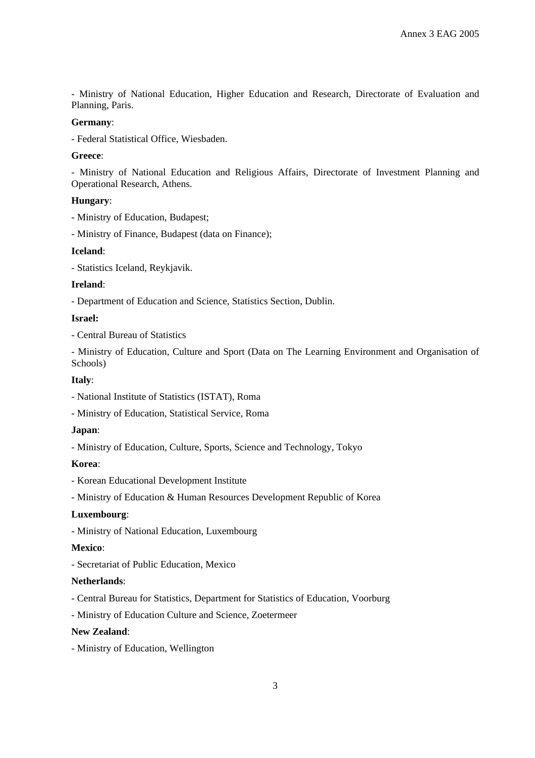- Ministry of National Education, Higher Education and Research, Directorate of Evaluation and Planning, Paris.

**Germany**:

- Federal Statistical Office, Wiesbaden.

**Greece**:

- Ministry of National Education and Religious Affairs, Directorate of Investment Planning and Operational Research, Athens.

**Hungary**:

- Ministry of Education, Budapest;

- Ministry of Finance, Budapest (data on Finance);

**Iceland**:

- Statistics Iceland, Reykjavik.

**Ireland**:

- Department of Education and Science, Statistics Section, Dublin.

**Israel:**

- Central Bureau of Statistics

- Ministry of Education, Culture and Sport (Data on The Learning Environment and Organisation of Schools)

**Italy**:

- National Institute of Statistics (ISTAT), Roma

- Ministry of Education, Statistical Service, Roma

**Japan**:

- Ministry of Education, Culture, Sports, Science and Technology, Tokyo

**Korea**:

- Korean Educational Development Institute

- Ministry of Education & Human Resources Development Republic of Korea

**Luxembourg**:

- Ministry of National Education, Luxembourg

**Mexico**:

- Secretariat of Public Education, Mexico

**Netherlands**:

- Central Bureau for Statistics, Department for Statistics of Education, Voorburg

- Ministry of Education Culture and Science, Zoetermeer

**New Zealand**:

- Ministry of Education, Wellington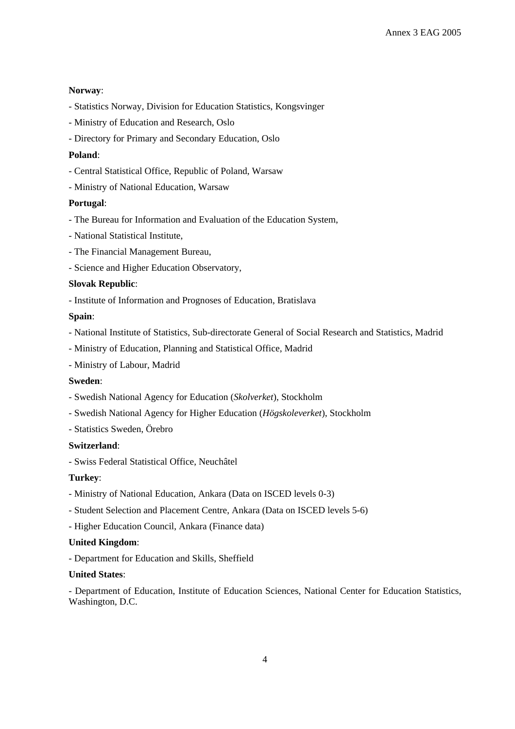**Norway**:

- Statistics Norway, Division for Education Statistics, Kongsvinger
- Ministry of Education and Research, Oslo
- Directory for Primary and Secondary Education, Oslo

**Poland**:

- Central Statistical Office, Republic of Poland, Warsaw
- Ministry of National Education, Warsaw

**Portugal**:

- The Bureau for Information and Evaluation of the Education System,
- National Statistical Institute,
- The Financial Management Bureau,
- Science and Higher Education Observatory,

**Slovak Republic**:

- Institute of Information and Prognoses of Education, Bratislava

**Spain**:

- National Institute of Statistics, Sub-directorate General of Social Research and Statistics, Madrid
- Ministry of Education, Planning and Statistical Office, Madrid
- Ministry of Labour, Madrid

**Sweden**:

- Swedish National Agency for Education (*Skolverket*), Stockholm
- Swedish National Agency for Higher Education (*Högskoleverket*), Stockholm
- Statistics Sweden, Örebro

**Switzerland**:

- Swiss Federal Statistical Office, Neuchâtel

**Turkey**:

- Ministry of National Education, Ankara (Data on ISCED levels 0-3)
- Student Selection and Placement Centre, Ankara (Data on ISCED levels 5-6)
- Higher Education Council, Ankara (Finance data)

**United Kingdom**:

- Department for Education and Skills, Sheffield

**United States**:

- Department of Education, Institute of Education Sciences, National Center for Education Statistics, Washington, D.C.